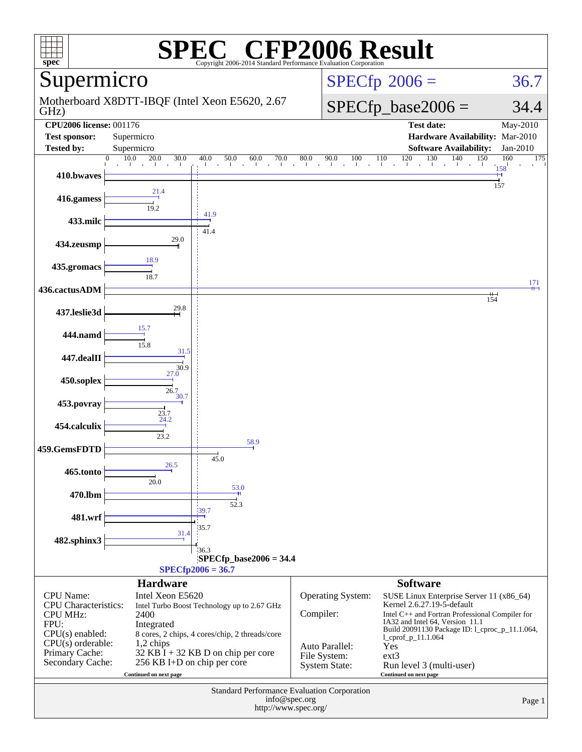# SPEC CFP2006 Result

Copyright 2006-2014 Standard Performance Evaluation Corporation

## Supermicro

Motherboard X8DTT-IBQF (Intel Xeon E5620, 2.67 GHz)

SPECfp 2006 = 36.7

SPECfp_base2006 = 34.4

| | | | |
|---|---|---|---|
| **CPU2006 license:** 001176 | | **Test date:** | May-2010 |
| **Test sponsor:** | Supermicro | **Hardware Availability:** | Mar-2010 |
| **Tested by:** | Supermicro | **Software Availability:** | Jan-2010 |

| Benchmark | Peak | Base |
|---|---|---|
| 410.bwaves | 158 | 157 |
| 416.gamess | 21.4 | 19.2 |
| 433.milc | 41.9 | 41.4 |
| 434.zeusmp | | 29.0 |
| 435.gromacs | 18.9 | 18.7 |
| 436.cactusADM | 171 | 154 |
| 437.leslie3d | | 29.8 |
| 444.namd | 15.7 | 15.8 |
| 447.dealII | 31.5 | 30.9 |
| 450.soplex | 27.0 | 26.7 |
| 453.povray | 30.7 | 23.7 |
| 454.calculix | 24.2 | 23.2 |
| 459.GemsFDTD | 58.9 | 45.0 |
| 465.tonto | 26.5 | 20.0 |
| 470.lbm | 53.0 | 52.3 |
| 481.wrf | 39.7 | 35.7 |
| 482.sphinx3 | 31.4 | 36.3 |

SPECfp_base2006 = 34.4

SPECfp2006 = 36.7

## Hardware

| | |
|---|---|
| CPU Name: | Intel Xeon E5620 |
| CPU Characteristics: | Intel Turbo Boost Technology up to 2.67 GHz |
| CPU MHz: | 2400 |
| FPU: | Integrated |
| CPU(s) enabled: | 8 cores, 2 chips, 4 cores/chip, 2 threads/core |
| CPU(s) orderable: | 1,2 chips |
| Primary Cache: | 32 KB I + 32 KB D on chip per core |
| Secondary Cache: | 256 KB I+D on chip per core |

Continued on next page

## Software

| | |
|---|---|
| Operating System: | SUSE Linux Enterprise Server 11 (x86_64) Kernel 2.6.27.19-5-default |
| Compiler: | Intel C++ and Fortran Professional Compiler for IA32 and Intel 64, Version 11.1 Build 20091130 Package ID: l_cproc_p_11.1.064, l_cprof_p_11.1.064 |
| Auto Parallel: | Yes |
| File System: | ext3 |
| System State: | Run level 3 (multi-user) |

Continued on next page

Standard Performance Evaluation Corporation
info@spec.org
http://www.spec.org/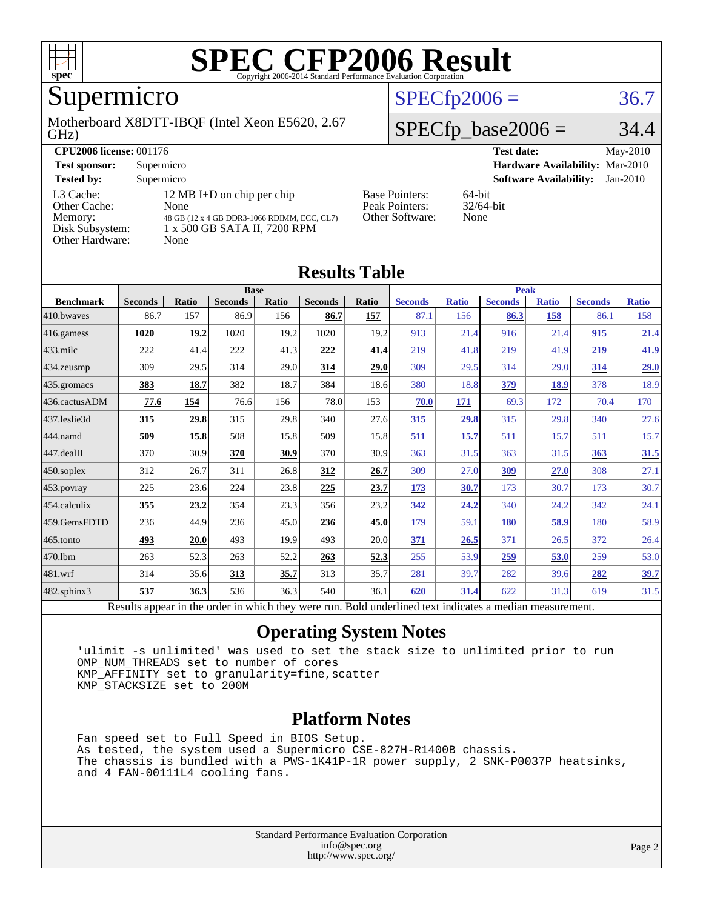# SPEC CFP2006 Result

Copyright 2006-2014 Standard Performance Evaluation Corporation

## Supermicro

Motherboard X8DTT-IBQF (Intel Xeon E5620, 2.67 GHz)

SPECfp2006 = 36.7

SPECfp_base2006 = 34.4

**CPU2006 license:** 001176 **Test date:** May-2010

**Test sponsor:** Supermicro **Hardware Availability:** Mar-2010

**Tested by:** Supermicro **Software Availability:** Jan-2010

| | | | |
|---|---|---|---|
| L3 Cache: | 12 MB I+D on chip per chip | Base Pointers: | 64-bit |
| Other Cache: | None | Peak Pointers: | 32/64-bit |
| Memory: | 48 GB (12 x 4 GB DDR3-1066 RDIMM, ECC, CL7) | Other Software: | None |
| Disk Subsystem: | 1 x 500 GB SATA II, 7200 RPM | | |
| Other Hardware: | None | | |

## Results Table

| Benchmark | Base | | | | | | Peak | | | | | |
|---|---|---|---|---|---|---|---|---|---|---|---|---|
| | Seconds | Ratio | Seconds | Ratio | Seconds | Ratio | Seconds | Ratio | Seconds | Ratio | Seconds | Ratio |
| 410.bwaves | 86.7 | 157 | 86.9 | 156 | **86.7** | **157** | 87.1 | 156 | **86.3** | **158** | 86.1 | 158 |
| 416.gamess | **1020** | **19.2** | 1020 | 19.2 | 1020 | 19.2 | 913 | 21.4 | 916 | 21.4 | **915** | **21.4** |
| 433.milc | 222 | 41.4 | 222 | 41.3 | **222** | **41.4** | 219 | 41.8 | 219 | 41.9 | **219** | **41.9** |
| 434.zeusmp | 309 | 29.5 | 314 | 29.0 | **314** | **29.0** | 309 | 29.5 | 314 | 29.0 | **314** | **29.0** |
| 435.gromacs | **383** | **18.7** | 382 | 18.7 | 384 | 18.6 | 380 | 18.8 | **379** | **18.9** | 378 | 18.9 |
| 436.cactusADM | **77.6** | **154** | 76.6 | 156 | 78.0 | 153 | **70.0** | **171** | 69.3 | 172 | 70.4 | 170 |
| 437.leslie3d | **315** | **29.8** | 315 | 29.8 | 340 | 27.6 | **315** | **29.8** | 315 | 29.8 | 340 | 27.6 |
| 444.namd | **509** | **15.8** | 508 | 15.8 | 509 | 15.8 | **511** | **15.7** | 511 | 15.7 | 511 | 15.7 |
| 447.dealII | 370 | 30.9 | **370** | **30.9** | 370 | 30.9 | 363 | 31.5 | 363 | 31.5 | **363** | **31.5** |
| 450.soplex | 312 | 26.7 | 311 | 26.8 | **312** | **26.7** | 309 | 27.0 | **309** | **27.0** | 308 | 27.1 |
| 453.povray | 225 | 23.6 | 224 | 23.8 | **225** | **23.7** | **173** | **30.7** | 173 | 30.7 | 173 | 30.7 |
| 454.calculix | **355** | **23.2** | 354 | 23.3 | 356 | 23.2 | **342** | **24.2** | 340 | 24.2 | 342 | 24.1 |
| 459.GemsFDTD | 236 | 44.9 | 236 | 45.0 | **236** | **45.0** | 179 | 59.1 | **180** | **58.9** | 180 | 58.9 |
| 465.tonto | **493** | **20.0** | 493 | 19.9 | 493 | 20.0 | **371** | **26.5** | 371 | 26.5 | 372 | 26.4 |
| 470.lbm | 263 | 52.3 | 263 | 52.2 | **263** | **52.3** | 255 | 53.9 | **259** | **53.0** | 259 | 53.0 |
| 481.wrf | 314 | 35.6 | **313** | **35.7** | 313 | 35.7 | 281 | 39.7 | 282 | 39.6 | **282** | **39.7** |
| 482.sphinx3 | **537** | **36.3** | 536 | 36.3 | 540 | 36.1 | **620** | **31.4** | 622 | 31.3 | 619 | 31.5 |

Results appear in the order in which they were run. Bold underlined text indicates a median measurement.

## Operating System Notes

```
'ulimit -s unlimited' was used to set the stack size to unlimited prior to run
OMP_NUM_THREADS set to number of cores
KMP_AFFINITY set to granularity=fine,scatter
KMP_STACKSIZE set to 200M
```

## Platform Notes

```
Fan speed set to Full Speed in BIOS Setup.
As tested, the system used a Supermicro CSE-827H-R1400B chassis.
The chassis is bundled with a PWS-1K41P-1R power supply, 2 SNK-P0037P heatsinks,
and 4 FAN-00111L4 cooling fans.
```

Standard Performance Evaluation Corporation
info@spec.org
http://www.spec.org/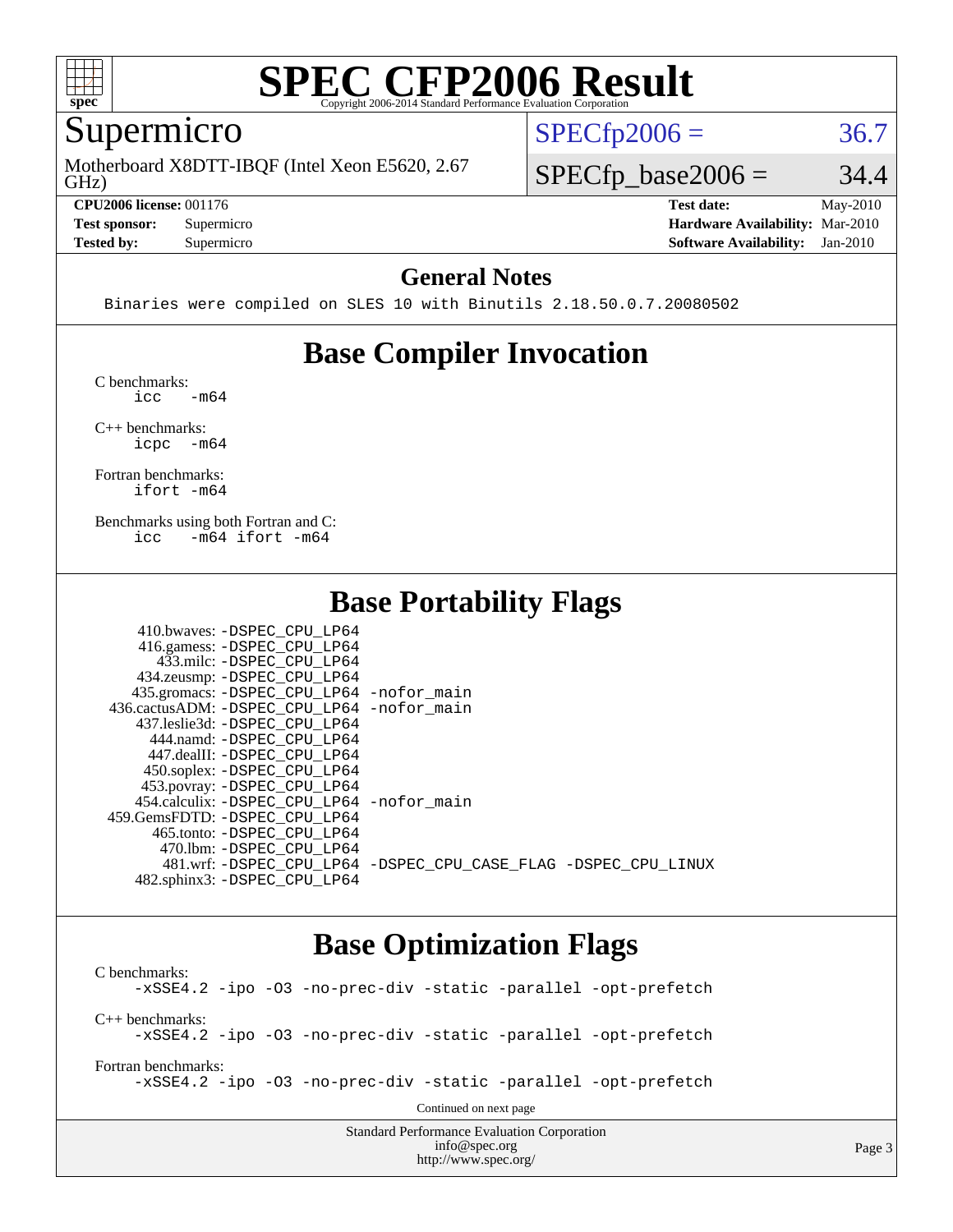# SPEC CFP2006 Result

Copyright 2006-2014 Standard Performance Evaluation Corporation

## Supermicro

Motherboard X8DTT-IBQF (Intel Xeon E5620, 2.67 GHz)

SPECfp2006 = 36.7

SPECfp_base2006 = 34.4

| | | | |
|---|---|---|---|
| **CPU2006 license:** 001176 | | **Test date:** | May-2010 |
| **Test sponsor:** | Supermicro | **Hardware Availability:** | Mar-2010 |
| **Tested by:** | Supermicro | **Software Availability:** | Jan-2010 |

### General Notes

```
Binaries were compiled on SLES 10 with Binutils 2.18.50.0.7.20080502
```

## Base Compiler Invocation

C benchmarks:
```
icc   -m64
```

C++ benchmarks:
```
icpc  -m64
```

Fortran benchmarks:
```
ifort -m64
```

Benchmarks using both Fortran and C:
```
icc   -m64 ifort -m64
```

## Base Portability Flags

```
   410.bwaves: -DSPEC_CPU_LP64
   416.gamess: -DSPEC_CPU_LP64
     433.milc: -DSPEC_CPU_LP64
   434.zeusmp: -DSPEC_CPU_LP64
  435.gromacs: -DSPEC_CPU_LP64 -nofor_main
 436.cactusADM: -DSPEC_CPU_LP64 -nofor_main
  437.leslie3d: -DSPEC_CPU_LP64
     444.namd: -DSPEC_CPU_LP64
   447.dealII: -DSPEC_CPU_LP64
   450.soplex: -DSPEC_CPU_LP64
   453.povray: -DSPEC_CPU_LP64
  454.calculix: -DSPEC_CPU_LP64 -nofor_main
 459.GemsFDTD: -DSPEC_CPU_LP64
    465.tonto: -DSPEC_CPU_LP64
      470.lbm: -DSPEC_CPU_LP64
      481.wrf: -DSPEC_CPU_LP64 -DSPEC_CPU_CASE_FLAG -DSPEC_CPU_LINUX
  482.sphinx3: -DSPEC_CPU_LP64
```

## Base Optimization Flags

C benchmarks:
```
-xSSE4.2 -ipo -O3 -no-prec-div -static -parallel -opt-prefetch
```

C++ benchmarks:
```
-xSSE4.2 -ipo -O3 -no-prec-div -static -parallel -opt-prefetch
```

Fortran benchmarks:
```
-xSSE4.2 -ipo -O3 -no-prec-div -static -parallel -opt-prefetch
```

Continued on next page

Standard Performance Evaluation Corporation
info@spec.org
http://www.spec.org/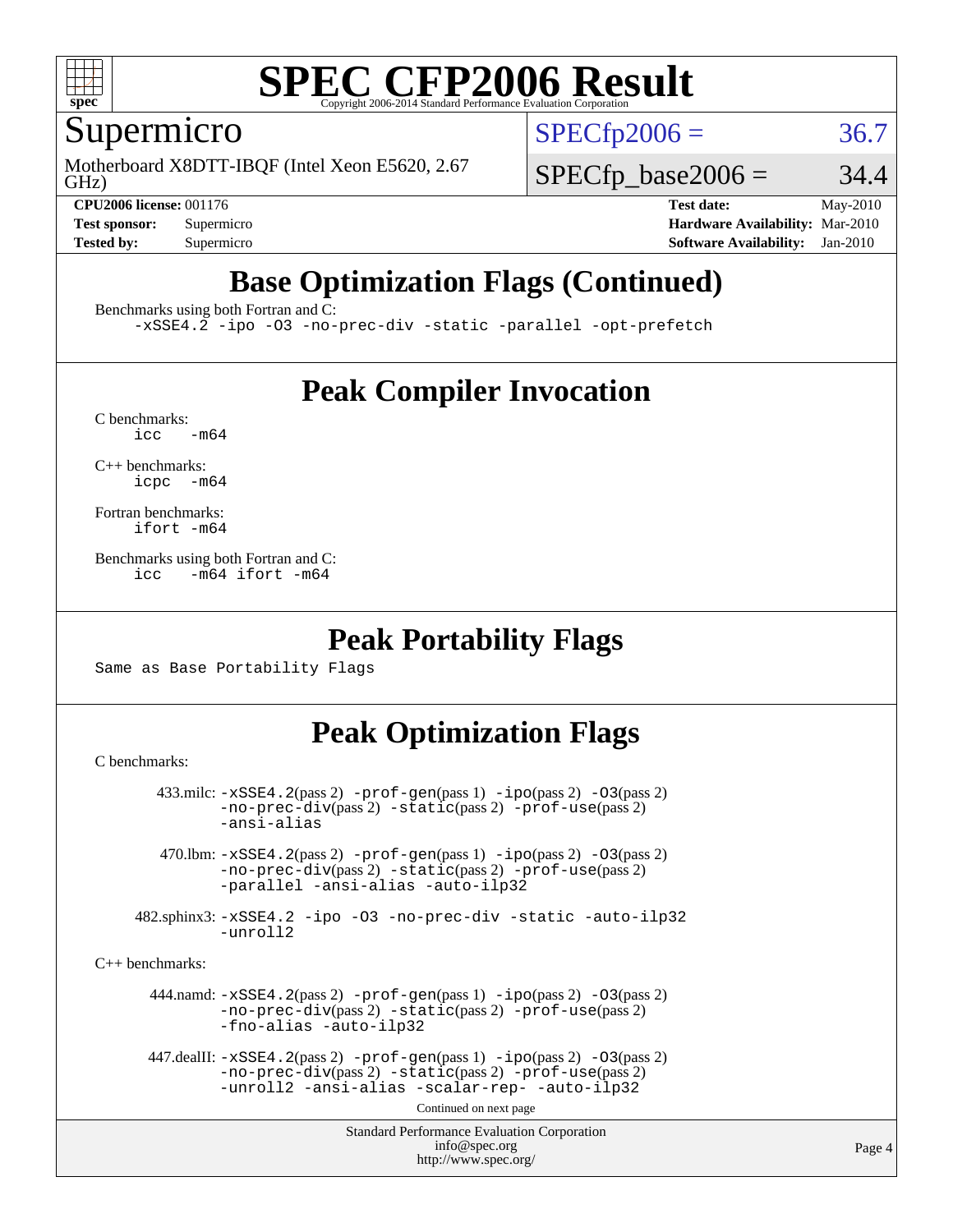# SPEC CFP2006 Result

Copyright 2006-2014 Standard Performance Evaluation Corporation

## Supermicro

Motherboard X8DTT-IBQF (Intel Xeon E5620, 2.67 GHz)

SPECfp2006 = 36.7

SPECfp_base2006 = 34.4

**CPU2006 license:** 001176
**Test sponsor:** Supermicro
**Tested by:** Supermicro

**Test date:** May-2010
**Hardware Availability:** Mar-2010
**Software Availability:** Jan-2010

## Base Optimization Flags (Continued)

Benchmarks using both Fortran and C:
```
-xSSE4.2 -ipo -O3 -no-prec-div -static -parallel -opt-prefetch
```

## Peak Compiler Invocation

C benchmarks:
```
icc   -m64
```

C++ benchmarks:
```
icpc  -m64
```

Fortran benchmarks:
```
ifort -m64
```

Benchmarks using both Fortran and C:
```
icc   -m64 ifort -m64
```

## Peak Portability Flags

Same as Base Portability Flags

## Peak Optimization Flags

C benchmarks:

433.milc: -xSSE4.2(pass 2) -prof-gen(pass 1) -ipo(pass 2) -O3(pass 2) -no-prec-div(pass 2) -static(pass 2) -prof-use(pass 2) -ansi-alias

470.lbm: -xSSE4.2(pass 2) -prof-gen(pass 1) -ipo(pass 2) -O3(pass 2) -no-prec-div(pass 2) -static(pass 2) -prof-use(pass 2) -parallel -ansi-alias -auto-ilp32

482.sphinx3: -xSSE4.2 -ipo -O3 -no-prec-div -static -auto-ilp32 -unroll2

C++ benchmarks:

444.namd: -xSSE4.2(pass 2) -prof-gen(pass 1) -ipo(pass 2) -O3(pass 2) -no-prec-div(pass 2) -static(pass 2) -prof-use(pass 2) -fno-alias -auto-ilp32

447.dealII: -xSSE4.2(pass 2) -prof-gen(pass 1) -ipo(pass 2) -O3(pass 2) -no-prec-div(pass 2) -static(pass 2) -prof-use(pass 2) -unroll2 -ansi-alias -scalar-rep- -auto-ilp32

Continued on next page

Standard Performance Evaluation Corporation
info@spec.org
http://www.spec.org/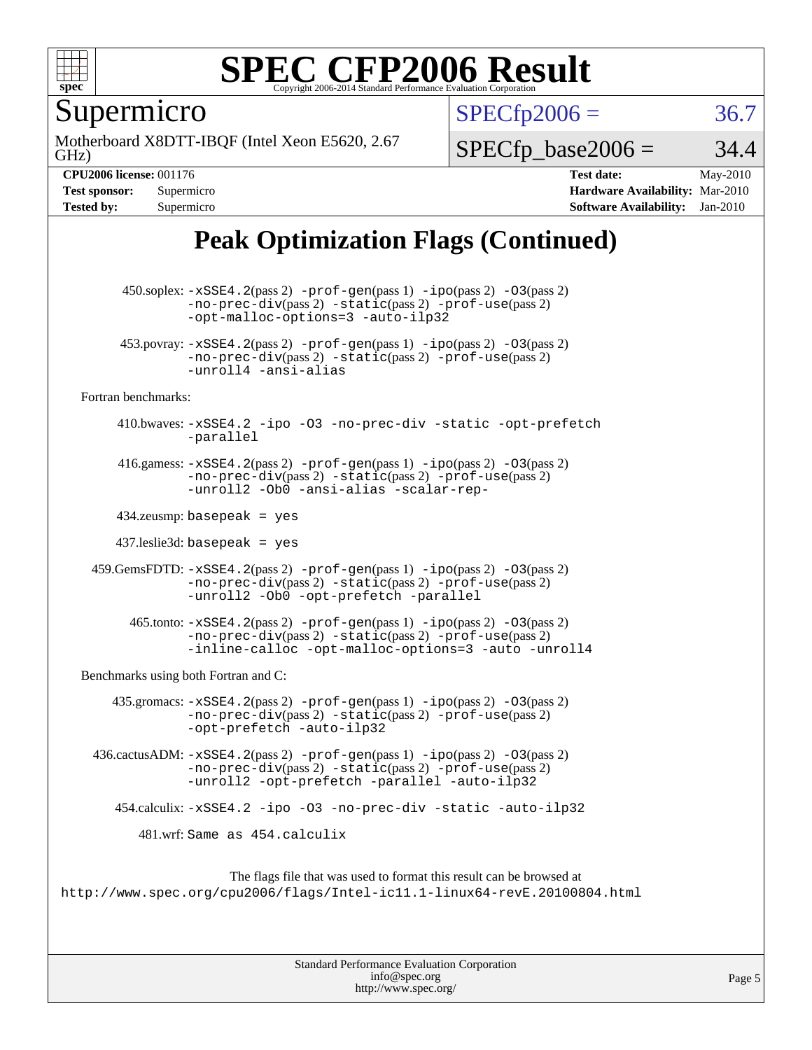# SPEC CFP2006 Result

Copyright 2006-2014 Standard Performance Evaluation Corporation

## Supermicro

Motherboard X8DTT-IBQF (Intel Xeon E5620, 2.67 GHz)

SPECfp2006 = 36.7

SPECfp_base2006 = 34.4

| | | | |
|---|---|---|---|
| **CPU2006 license:** | 001176 | **Test date:** | May-2010 |
| **Test sponsor:** | Supermicro | **Hardware Availability:** | Mar-2010 |
| **Tested by:** | Supermicro | **Software Availability:** | Jan-2010 |

## Peak Optimization Flags (Continued)

450.soplex: -xSSE4.2(pass 2) -prof-gen(pass 1) -ipo(pass 2) -O3(pass 2) -no-prec-div(pass 2) -static(pass 2) -prof-use(pass 2) -opt-malloc-options=3 -auto-ilp32

453.povray: -xSSE4.2(pass 2) -prof-gen(pass 1) -ipo(pass 2) -O3(pass 2) -no-prec-div(pass 2) -static(pass 2) -prof-use(pass 2) -unroll4 -ansi-alias

Fortran benchmarks:

410.bwaves: -xSSE4.2 -ipo -O3 -no-prec-div -static -opt-prefetch -parallel

416.gamess: -xSSE4.2(pass 2) -prof-gen(pass 1) -ipo(pass 2) -O3(pass 2) -no-prec-div(pass 2) -static(pass 2) -prof-use(pass 2) -unroll2 -Ob0 -ansi-alias -scalar-rep-

434.zeusmp: basepeak = yes

437.leslie3d: basepeak = yes

459.GemsFDTD: -xSSE4.2(pass 2) -prof-gen(pass 1) -ipo(pass 2) -O3(pass 2) -no-prec-div(pass 2) -static(pass 2) -prof-use(pass 2) -unroll2 -Ob0 -opt-prefetch -parallel

465.tonto: -xSSE4.2(pass 2) -prof-gen(pass 1) -ipo(pass 2) -O3(pass 2) -no-prec-div(pass 2) -static(pass 2) -prof-use(pass 2) -inline-calloc -opt-malloc-options=3 -auto -unroll4

Benchmarks using both Fortran and C:

435.gromacs: -xSSE4.2(pass 2) -prof-gen(pass 1) -ipo(pass 2) -O3(pass 2) -no-prec-div(pass 2) -static(pass 2) -prof-use(pass 2) -opt-prefetch -auto-ilp32

436.cactusADM: -xSSE4.2(pass 2) -prof-gen(pass 1) -ipo(pass 2) -O3(pass 2) -no-prec-div(pass 2) -static(pass 2) -prof-use(pass 2) -unroll2 -opt-prefetch -parallel -auto-ilp32

454.calculix: -xSSE4.2 -ipo -O3 -no-prec-div -static -auto-ilp32

481.wrf: Same as 454.calculix

The flags file that was used to format this result can be browsed at
http://www.spec.org/cpu2006/flags/Intel-ic11.1-linux64-revE.20100804.html

Standard Performance Evaluation Corporation
info@spec.org
http://www.spec.org/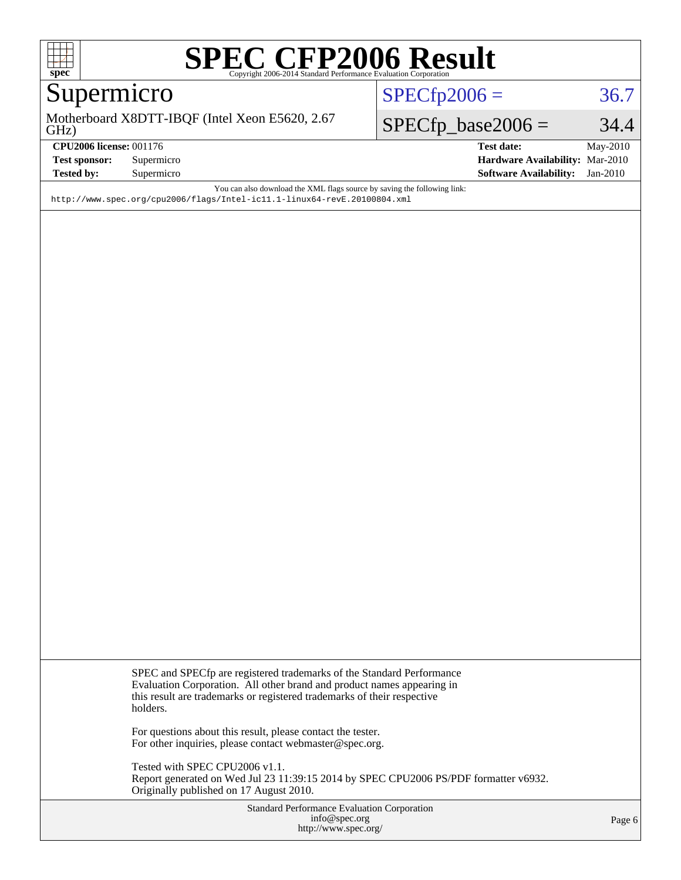# SPEC CFP2006 Result

Copyright 2006-2014 Standard Performance Evaluation Corporation

## Supermicro

Motherboard X8DTT-IBQF (Intel Xeon E5620, 2.67 GHz)

SPECfp2006 = 36.7

SPECfp_base2006 = 34.4

| | | | |
|---|---|---|---|
| **CPU2006 license:** 001176 | | **Test date:** | May-2010 |
| **Test sponsor:** | Supermicro | **Hardware Availability:** | Mar-2010 |
| **Tested by:** | Supermicro | **Software Availability:** | Jan-2010 |

You can also download the XML flags source by saving the following link:
http://www.spec.org/cpu2006/flags/Intel-ic11.1-linux64-revE.20100804.xml

SPEC and SPECfp are registered trademarks of the Standard Performance Evaluation Corporation. All other brand and product names appearing in this result are trademarks or registered trademarks of their respective holders.

For questions about this result, please contact the tester.
For other inquiries, please contact webmaster@spec.org.

Tested with SPEC CPU2006 v1.1.
Report generated on Wed Jul 23 11:39:15 2014 by SPEC CPU2006 PS/PDF formatter v6932.
Originally published on 17 August 2010.

Standard Performance Evaluation Corporation
info@spec.org
http://www.spec.org/